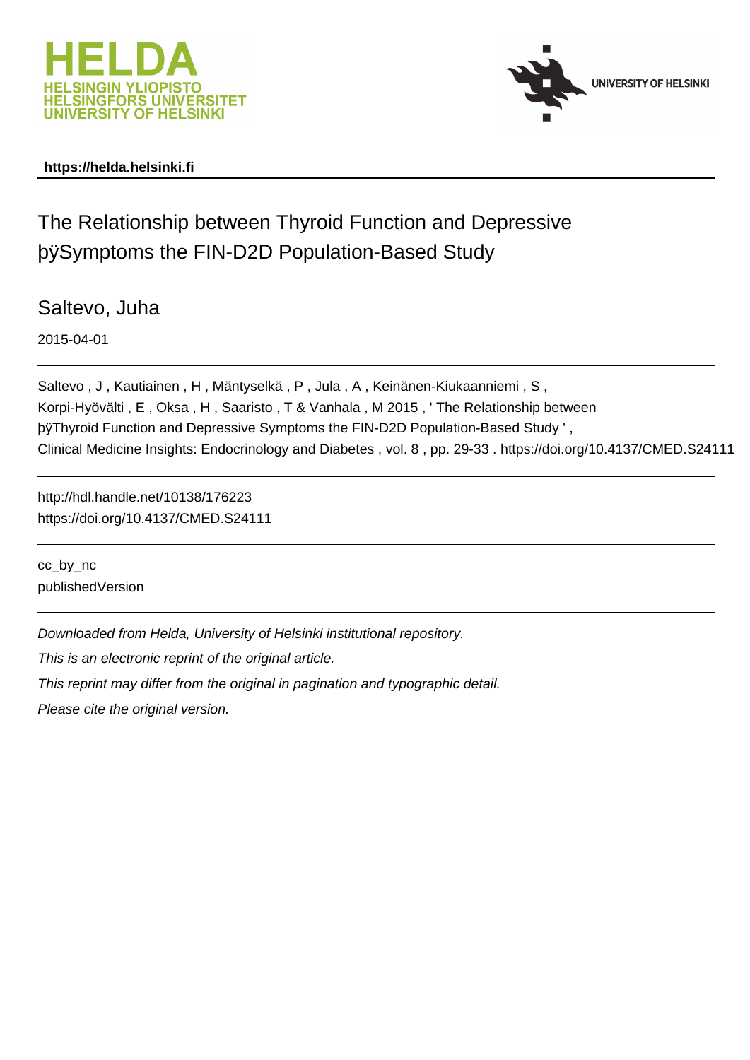https://helda.helsinki.fi

# The Relationship between Thyroid Function and Depressive þÿSymptoms the FIN-D2D Population-Based Study

Saltevo, Juha

2015-04-01

Saltevo , J , Kautiainen , H , Mäntyselkä , P , Jula , A , Keinänen-Kiukaanniemi , S , Korpi-Hyövälti , E , Oksa , H , Saaristo , T & Vanhala , M 2015 , ' The Relationship between þÿThyroid Function and Depressive Symptoms the FIN-D2D Population-Based Study ' , Clinical Medicine Insights: Endocrinology and Diabetes , vol. 8 , pp. 29-33 . https://doi.org/10.4137/CMED.S24111

http://hdl.handle.net/10138/176223
https://doi.org/10.4137/CMED.S24111

cc_by_nc
publishedVersion

*Downloaded from Helda, University of Helsinki institutional repository.*
*This is an electronic reprint of the original article.*
*This reprint may differ from the original in pagination and typographic detail.*
*Please cite the original version.*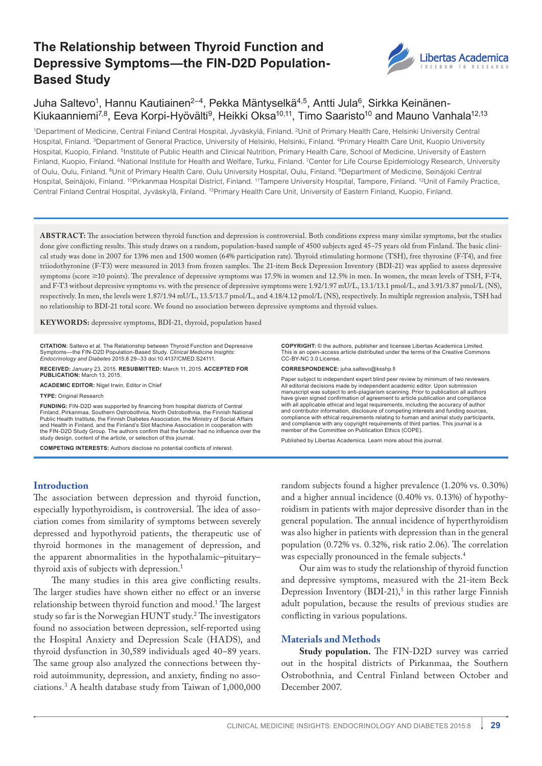# The Relationship between Thyroid Function and Depressive Symptoms—the FIN-D2D Population-Based Study

Juha Saltevo[1], Hannu Kautiainen[2–4], Pekka Mäntyselkä[4,5], Antti Jula[6], Sirkka Keinänen-Kiukaanniemi[7,8], Eeva Korpi-Hyövälti[9], Heikki Oksa[10,11], Timo Saaristo[10] and Mauno Vanhala[12,13]

[1]Department of Medicine, Central Finland Central Hospital, Jyväskylä, Finland. [2]Unit of Primary Health Care, Helsinki University Central Hospital, Finland. [3]Department of General Practice, University of Helsinki, Helsinki, Finland. [4]Primary Health Care Unit, Kuopio University Hospital, Kuopio, Finland. [5]Institute of Public Health and Clinical Nutrition, Primary Health Care, School of Medicine, University of Eastern Finland, Kuopio, Finland. [6]National Institute for Health and Welfare, Turku, Finland. [7]Center for Life Course Epidemiology Research, University of Oulu, Oulu, Finland. [8]Unit of Primary Health Care, Oulu University Hospital, Oulu, Finland. [9]Department of Medicine, Seinäjoki Central Hospital, Seinäjoki, Finland. [10]Pirkanmaa Hospital District, Finland. [11]Tampere University Hospital, Tampere, Finland. [12]Unit of Family Practice, Central Finland Central Hospital, Jyväskylä, Finland. [13]Primary Health Care Unit, University of Eastern Finland, Kuopio, Finland.

**ABSTRACT:** The association between thyroid function and depression is controversial. Both conditions express many similar symptoms, but the studies done give conflicting results. This study draws on a random, population-based sample of 4500 subjects aged 45–75 years old from Finland. The basic clinical study was done in 2007 for 1396 men and 1500 women (64% participation rate). Thyroid stimulating hormone (TSH), free thyroxine (F-T4), and free triiodothyronine (F-T3) were measured in 2013 from frozen samples. The 21-item Beck Depression Inventory (BDI-21) was applied to assess depressive symptoms (score ≥10 points). The prevalence of depressive symptoms was 17.5% in women and 12.5% in men. In women, the mean levels of TSH, F-T4, and F-T3 without depressive symptoms vs. with the presence of depressive symptoms were 1.92/1.97 mU/L, 13.1/13.1 pmol/L, and 3.91/3.87 pmol/L (NS), respectively. In men, the levels were 1.87/1.94 mU/L, 13.5/13.7 pmol/L, and 4.18/4.12 pmol/L (NS), respectively. In multiple regression analysis, TSH had no relationship to BDI-21 total score. We found no association between depressive symptoms and thyroid values.

**KEYWORDS:** depressive symptoms, BDI-21, thyroid, population based

**CITATION:** Saltevo et al. The Relationship between Thyroid Function and Depressive Symptoms—the FIN-D2D Population-Based Study. *Clinical Medicine Insights: Endocrinology and Diabetes* 2015:8 29–33 doi:10.4137/CMED.S24111.

**RECEIVED:** January 23, 2015. **RESUBMITTED:** March 11, 2015. **ACCEPTED FOR PUBLICATION:** March 13, 2015.

**ACADEMIC EDITOR:** Nigel Irwin, Editor in Chief

**TYPE:** Original Research

**FUNDING:** FIN-D2D was supported by financing from hospital districts of Central Finland, Pirkanmaa, Southern Ostrobothnia, North Ostrobothnia, the Finnish National Public Health Institute, the Finnish Diabetes Association, the Ministry of Social Affairs and Health in Finland, and the Finland's Slot Machine Association in cooperation with the FIN-D2D Study Group. The authors confirm that the funder had no influence over the study design, content of the article, or selection of this journal.

**COMPETING INTERESTS:** Authors disclose no potential conflicts of interest.

**COPYRIGHT:** © the authors, publisher and licensee Libertas Academica Limited. This is an open-access article distributed under the terms of the Creative Commons CC-BY-NC 3.0 License.

**CORRESPONDENCE:** juha.saltevo@ksshp.fi

Paper subject to independent expert blind peer review by minimum of two reviewers. All editorial decisions made by independent academic editor. Upon submission manuscript was subject to anti-plagiarism scanning. Prior to publication all authors have given signed confirmation of agreement to article publication and compliance with all applicable ethical and legal requirements, including the accuracy of author and contributor information, disclosure of competing interests and funding sources, compliance with ethical requirements relating to human and animal study participants, and compliance with any copyright requirements of third parties. This journal is a member of the Committee on Publication Ethics (COPE).

Published by Libertas Academica. Learn more about this journal.

## Introduction

The association between depression and thyroid function, especially hypothyroidism, is controversial. The idea of association comes from similarity of symptoms between severely depressed and hypothyroid patients, the therapeutic use of thyroid hormones in the management of depression, and the apparent abnormalities in the hypothalamic–pituitary–thyroid axis of subjects with depression.[1]

The many studies in this area give conflicting results. The larger studies have shown either no effect or an inverse relationship between thyroid function and mood.[1] The largest study so far is the Norwegian HUNT study.[2] The investigators found no association between depression, self-reported using the Hospital Anxiety and Depression Scale (HADS), and thyroid dysfunction in 30,589 individuals aged 40–89 years. The same group also analyzed the connections between thyroid autoimmunity, depression, and anxiety, finding no associations.[3] A health database study from Taiwan of 1,000,000 random subjects found a higher prevalence (1.20% vs. 0.30%) and a higher annual incidence (0.40% vs. 0.13%) of hypothyroidism in patients with major depressive disorder than in the general population. The annual incidence of hyperthyroidism was also higher in patients with depression than in the general population (0.72% vs. 0.32%, risk ratio 2.06). The correlation was especially pronounced in the female subjects.[4]

Our aim was to study the relationship of thyroid function and depressive symptoms, measured with the 21-item Beck Depression Inventory (BDI-21),[5] in this rather large Finnish adult population, because the results of previous studies are conflicting in various populations.

## Materials and Methods

**Study population.** The FIN-D2D survey was carried out in the hospital districts of Pirkanmaa, the Southern Ostrobothnia, and Central Finland between October and December 2007.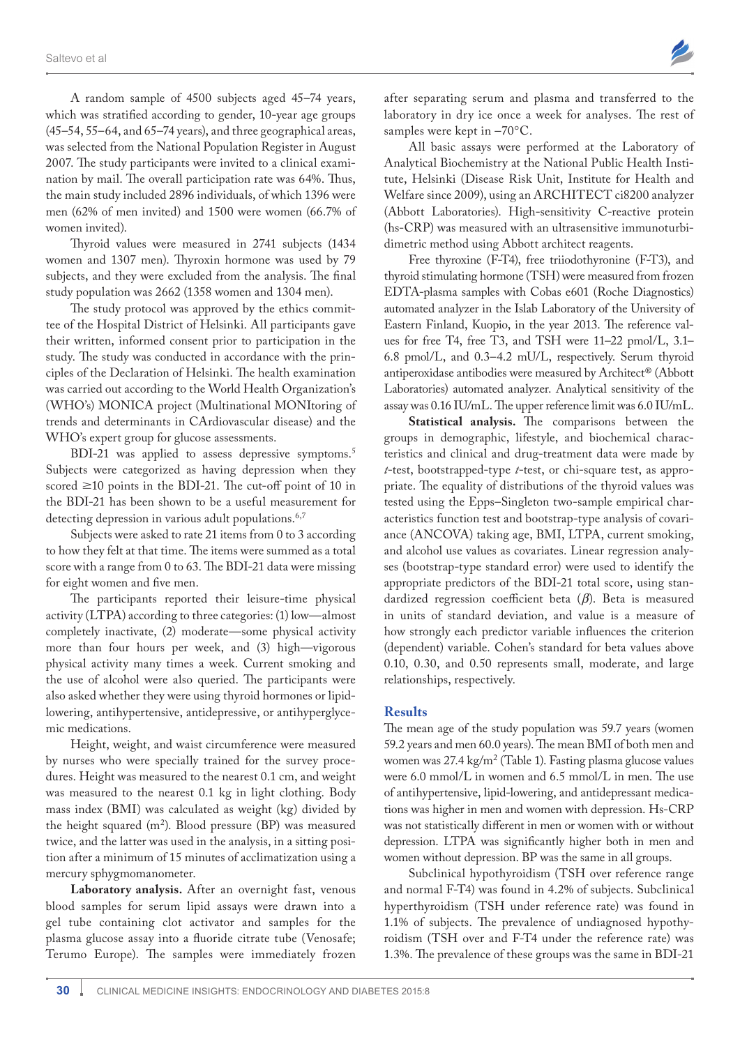A random sample of 4500 subjects aged 45–74 years, which was stratified according to gender, 10-year age groups (45–54, 55–64, and 65–74 years), and three geographical areas, was selected from the National Population Register in August 2007. The study participants were invited to a clinical examination by mail. The overall participation rate was 64%. Thus, the main study included 2896 individuals, of which 1396 were men (62% of men invited) and 1500 were women (66.7% of women invited).

Thyroid values were measured in 2741 subjects (1434 women and 1307 men). Thyroxin hormone was used by 79 subjects, and they were excluded from the analysis. The final study population was 2662 (1358 women and 1304 men).

The study protocol was approved by the ethics committee of the Hospital District of Helsinki. All participants gave their written, informed consent prior to participation in the study. The study was conducted in accordance with the principles of the Declaration of Helsinki. The health examination was carried out according to the World Health Organization's (WHO's) MONICA project (Multinational MONItoring of trends and determinants in CArdiovascular disease) and the WHO's expert group for glucose assessments.

BDI-21 was applied to assess depressive symptoms.[5] Subjects were categorized as having depression when they scored ≥10 points in the BDI-21. The cut-off point of 10 in the BDI-21 has been shown to be a useful measurement for detecting depression in various adult populations.[6,7]

Subjects were asked to rate 21 items from 0 to 3 according to how they felt at that time. The items were summed as a total score with a range from 0 to 63. The BDI-21 data were missing for eight women and five men.

The participants reported their leisure-time physical activity (LTPA) according to three categories: (1) low—almost completely inactivate, (2) moderate—some physical activity more than four hours per week, and (3) high—vigorous physical activity many times a week. Current smoking and the use of alcohol were also queried. The participants were also asked whether they were using thyroid hormones or lipid-lowering, antihypertensive, antidepressive, or antihyperglycemic medications.

Height, weight, and waist circumference were measured by nurses who were specially trained for the survey procedures. Height was measured to the nearest 0.1 cm, and weight was measured to the nearest 0.1 kg in light clothing. Body mass index (BMI) was calculated as weight (kg) divided by the height squared ($m^2$). Blood pressure (BP) was measured twice, and the latter was used in the analysis, in a sitting position after a minimum of 15 minutes of acclimatization using a mercury sphygmomanometer.

**Laboratory analysis.** After an overnight fast, venous blood samples for serum lipid assays were drawn into a gel tube containing clot activator and samples for the plasma glucose assay into a fluoride citrate tube (Venosafe; Terumo Europe). The samples were immediately frozen after separating serum and plasma and transferred to the laboratory in dry ice once a week for analyses. The rest of samples were kept in −70°C.

All basic assays were performed at the Laboratory of Analytical Biochemistry at the National Public Health Institute, Helsinki (Disease Risk Unit, Institute for Health and Welfare since 2009), using an ARCHITECT ci8200 analyzer (Abbott Laboratories). High-sensitivity C-reactive protein (hs-CRP) was measured with an ultrasensitive immunoturbidimetric method using Abbott architect reagents.

Free thyroxine (F-T4), free triiodothyronine (F-T3), and thyroid stimulating hormone (TSH) were measured from frozen EDTA-plasma samples with Cobas e601 (Roche Diagnostics) automated analyzer in the Islab Laboratory of the University of Eastern Finland, Kuopio, in the year 2013. The reference values for free T4, free T3, and TSH were 11–22 pmol/L, 3.1–6.8 pmol/L, and 0.3–4.2 mU/L, respectively. Serum thyroid antiperoxidase antibodies were measured by Architect® (Abbott Laboratories) automated analyzer. Analytical sensitivity of the assay was 0.16 IU/mL. The upper reference limit was 6.0 IU/mL.

**Statistical analysis.** The comparisons between the groups in demographic, lifestyle, and biochemical characteristics and clinical and drug-treatment data were made by *t*-test, bootstrapped-type *t*-test, or chi-square test, as appropriate. The equality of distributions of the thyroid values was tested using the Epps–Singleton two-sample empirical characteristics function test and bootstrap-type analysis of covariance (ANCOVA) taking age, BMI, LTPA, current smoking, and alcohol use values as covariates. Linear regression analyses (bootstrap-type standard error) were used to identify the appropriate predictors of the BDI-21 total score, using standardized regression coefficient beta ($\beta$). Beta is measured in units of standard deviation, and value is a measure of how strongly each predictor variable influences the criterion (dependent) variable. Cohen's standard for beta values above 0.10, 0.30, and 0.50 represents small, moderate, and large relationships, respectively.

## Results

The mean age of the study population was 59.7 years (women 59.2 years and men 60.0 years). The mean BMI of both men and women was 27.4 kg/$m^2$ (Table 1). Fasting plasma glucose values were 6.0 mmol/L in women and 6.5 mmol/L in men. The use of antihypertensive, lipid-lowering, and antidepressant medications was higher in men and women with depression. Hs-CRP was not statistically different in men or women with or without depression. LTPA was significantly higher both in men and women without depression. BP was the same in all groups.

Subclinical hypothyroidism (TSH over reference range and normal F-T4) was found in 4.2% of subjects. Subclinical hyperthyroidism (TSH under reference rate) was found in 1.1% of subjects. The prevalence of undiagnosed hypothyroidism (TSH over and F-T4 under the reference rate) was 1.3%. The prevalence of these groups was the same in BDI-21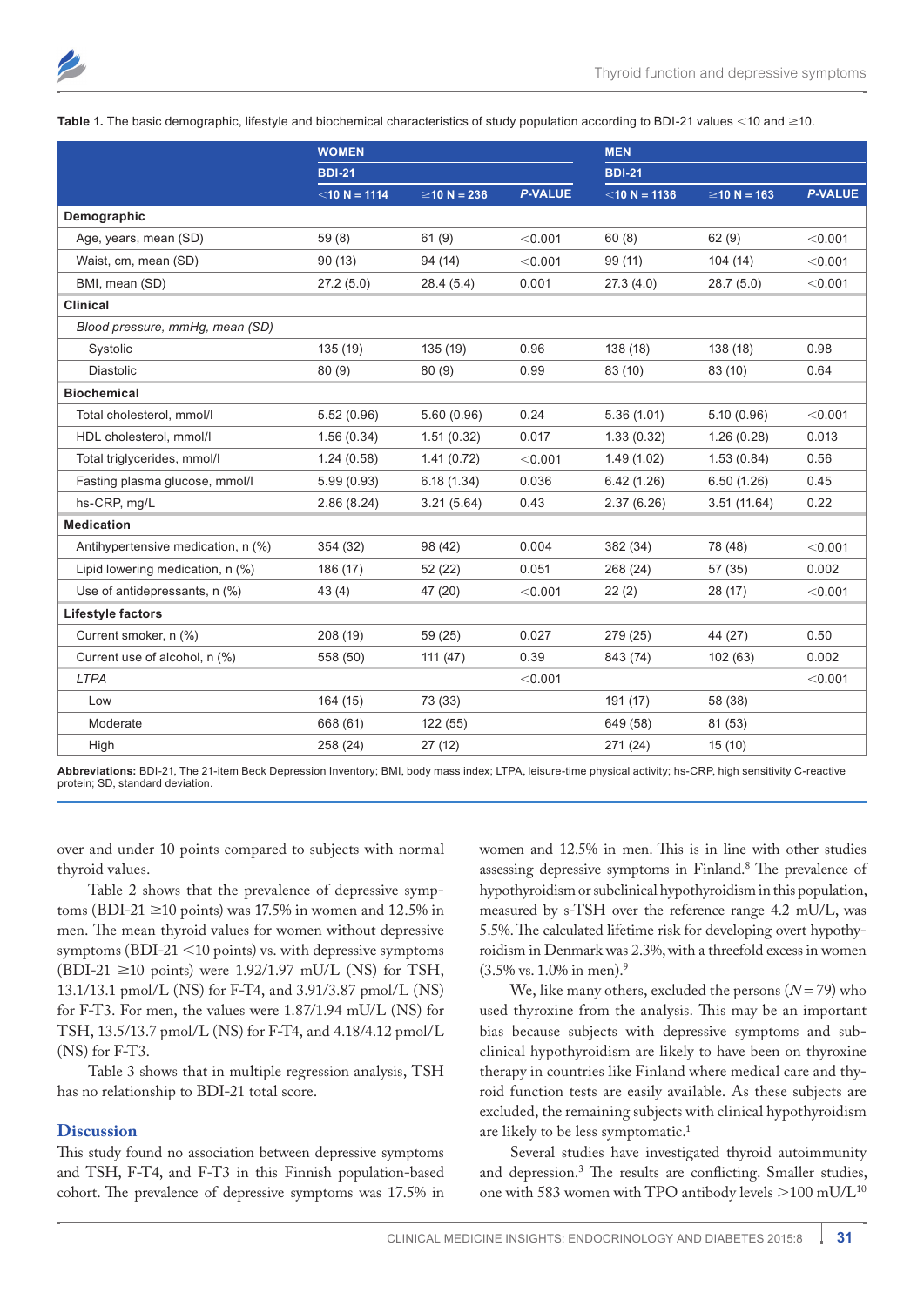**Table 1.** The basic demographic, lifestyle and biochemical characteristics of study population according to BDI-21 values <10 and ≥10.

| | WOMEN | | | MEN | | |
|---|---|---|---|---|---|---|
| | BDI-21 | | | BDI-21 | | |
| | <10 N = 1114 | ≥10 N = 236 | *P*-VALUE | <10 N = 1136 | ≥10 N = 163 | *P*-VALUE |
| **Demographic** | | | | | | |
| Age, years, mean (SD) | 59 (8) | 61 (9) | <0.001 | 60 (8) | 62 (9) | <0.001 |
| Waist, cm, mean (SD) | 90 (13) | 94 (14) | <0.001 | 99 (11) | 104 (14) | <0.001 |
| BMI, mean (SD) | 27.2 (5.0) | 28.4 (5.4) | 0.001 | 27.3 (4.0) | 28.7 (5.0) | <0.001 |
| **Clinical** | | | | | | |
| *Blood pressure, mmHg, mean (SD)* | | | | | | |
| Systolic | 135 (19) | 135 (19) | 0.96 | 138 (18) | 138 (18) | 0.98 |
| Diastolic | 80 (9) | 80 (9) | 0.99 | 83 (10) | 83 (10) | 0.64 |
| **Biochemical** | | | | | | |
| Total cholesterol, mmol/l | 5.52 (0.96) | 5.60 (0.96) | 0.24 | 5.36 (1.01) | 5.10 (0.96) | <0.001 |
| HDL cholesterol, mmol/l | 1.56 (0.34) | 1.51 (0.32) | 0.017 | 1.33 (0.32) | 1.26 (0.28) | 0.013 |
| Total triglycerides, mmol/l | 1.24 (0.58) | 1.41 (0.72) | <0.001 | 1.49 (1.02) | 1.53 (0.84) | 0.56 |
| Fasting plasma glucose, mmol/l | 5.99 (0.93) | 6.18 (1.34) | 0.036 | 6.42 (1.26) | 6.50 (1.26) | 0.45 |
| hs-CRP, mg/L | 2.86 (8.24) | 3.21 (5.64) | 0.43 | 2.37 (6.26) | 3.51 (11.64) | 0.22 |
| **Medication** | | | | | | |
| Antihypertensive medication, n (%) | 354 (32) | 98 (42) | 0.004 | 382 (34) | 78 (48) | <0.001 |
| Lipid lowering medication, n (%) | 186 (17) | 52 (22) | 0.051 | 268 (24) | 57 (35) | 0.002 |
| Use of antidepressants, n (%) | 43 (4) | 47 (20) | <0.001 | 22 (2) | 28 (17) | <0.001 |
| **Lifestyle factors** | | | | | | |
| Current smoker, n (%) | 208 (19) | 59 (25) | 0.027 | 279 (25) | 44 (27) | 0.50 |
| Current use of alcohol, n (%) | 558 (50) | 111 (47) | 0.39 | 843 (74) | 102 (63) | 0.002 |
| *LTPA* | | | <0.001 | | | <0.001 |
| Low | 164 (15) | 73 (33) | | 191 (17) | 58 (38) | |
| Moderate | 668 (61) | 122 (55) | | 649 (58) | 81 (53) | |
| High | 258 (24) | 27 (12) | | 271 (24) | 15 (10) | |

**Abbreviations:** BDI-21, The 21-item Beck Depression Inventory; BMI, body mass index; LTPA, leisure-time physical activity; hs-CRP, high sensitivity C-reactive protein; SD, standard deviation.

over and under 10 points compared to subjects with normal thyroid values.

Table 2 shows that the prevalence of depressive symptoms (BDI-21 ≥10 points) was 17.5% in women and 12.5% in men. The mean thyroid values for women without depressive symptoms (BDI-21 <10 points) vs. with depressive symptoms (BDI-21 ≥10 points) were 1.92/1.97 mU/L (NS) for TSH, 13.1/13.1 pmol/L (NS) for F-T4, and 3.91/3.87 pmol/L (NS) for F-T3. For men, the values were 1.87/1.94 mU/L (NS) for TSH, 13.5/13.7 pmol/L (NS) for F-T4, and 4.18/4.12 pmol/L (NS) for F-T3.

Table 3 shows that in multiple regression analysis, TSH has no relationship to BDI-21 total score.

## Discussion

This study found no association between depressive symptoms and TSH, F-T4, and F-T3 in this Finnish population-based cohort. The prevalence of depressive symptoms was 17.5% in women and 12.5% in men. This is in line with other studies assessing depressive symptoms in Finland.[8] The prevalence of hypothyroidism or subclinical hypothyroidism in this population, measured by s-TSH over the reference range 4.2 mU/L, was 5.5%. The calculated lifetime risk for developing overt hypothyroidism in Denmark was 2.3%, with a threefold excess in women (3.5% vs. 1.0% in men).[9]

We, like many others, excluded the persons ($N = 79$) who used thyroxine from the analysis. This may be an important bias because subjects with depressive symptoms and subclinical hypothyroidism are likely to have been on thyroxine therapy in countries like Finland where medical care and thyroid function tests are easily available. As these subjects are excluded, the remaining subjects with clinical hypothyroidism are likely to be less symptomatic.[1]

Several studies have investigated thyroid autoimmunity and depression.[3] The results are conflicting. Smaller studies, one with 583 women with TPO antibody levels >100 mU/L[10]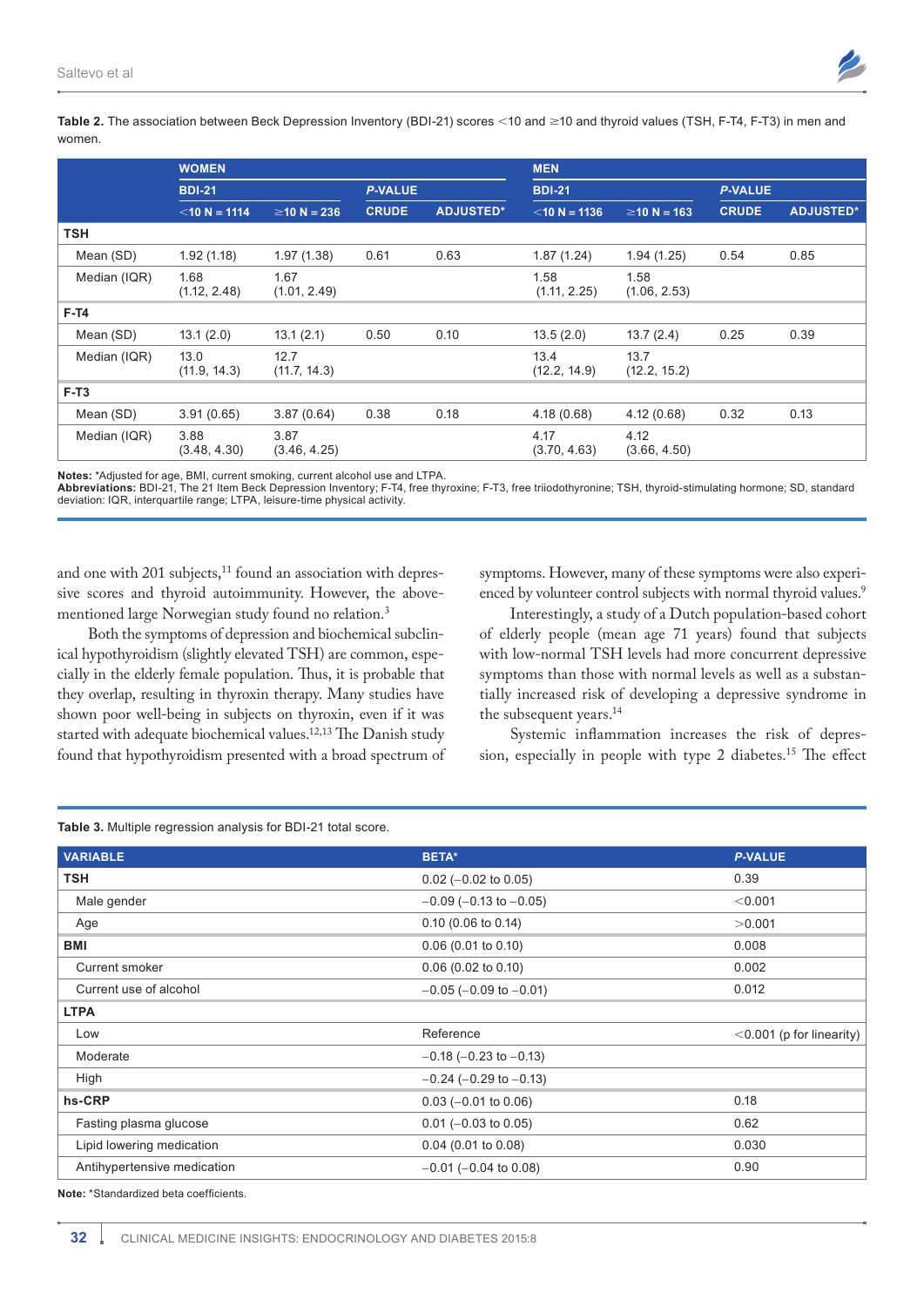**Table 2.** The association between Beck Depression Inventory (BDI-21) scores <10 and ≥10 and thyroid values (TSH, F-T4, F-T3) in men and women.

| | WOMEN | | | | MEN | | | |
|---|---|---|---|---|---|---|---|---|
| | BDI-21 | | *P*-VALUE | | BDI-21 | | *P*-VALUE | |
| | <10 N = 1114 | ≥10 N = 236 | CRUDE | ADJUSTED* | <10 N = 1136 | ≥10 N = 163 | CRUDE | ADJUSTED* |
| **TSH** | | | | | | | | |
| Mean (SD) | 1.92 (1.18) | 1.97 (1.38) | 0.61 | 0.63 | 1.87 (1.24) | 1.94 (1.25) | 0.54 | 0.85 |
| Median (IQR) | 1.68 (1.12, 2.48) | 1.67 (1.01, 2.49) | | | 1.58 (1.11, 2.25) | 1.58 (1.06, 2.53) | | |
| **F-T4** | | | | | | | | |
| Mean (SD) | 13.1 (2.0) | 13.1 (2.1) | 0.50 | 0.10 | 13.5 (2.0) | 13.7 (2.4) | 0.25 | 0.39 |
| Median (IQR) | 13.0 (11.9, 14.3) | 12.7 (11.7, 14.3) | | | 13.4 (12.2, 14.9) | 13.7 (12.2, 15.2) | | |
| **F-T3** | | | | | | | | |
| Mean (SD) | 3.91 (0.65) | 3.87 (0.64) | 0.38 | 0.18 | 4.18 (0.68) | 4.12 (0.68) | 0.32 | 0.13 |
| Median (IQR) | 3.88 (3.48, 4.30) | 3.87 (3.46, 4.25) | | | 4.17 (3.70, 4.63) | 4.12 (3.66, 4.50) | | |

**Notes:** *Adjusted for age, BMI, current smoking, current alcohol use and LTPA.
**Abbreviations:** BDI-21, The 21 Item Beck Depression Inventory; F-T4, free thyroxine; F-T3, free triiodothyronine; TSH, thyroid-stimulating hormone; SD, standard deviation: IQR, interquartile range; LTPA, leisure-time physical activity.

and one with 201 subjects,[11] found an association with depressive scores and thyroid autoimmunity. However, the above-mentioned large Norwegian study found no relation.[3]

Both the symptoms of depression and biochemical subclinical hypothyroidism (slightly elevated TSH) are common, especially in the elderly female population. Thus, it is probable that they overlap, resulting in thyroxin therapy. Many studies have shown poor well-being in subjects on thyroxin, even if it was started with adequate biochemical values.[12,13] The Danish study found that hypothyroidism presented with a broad spectrum of symptoms. However, many of these symptoms were also experienced by volunteer control subjects with normal thyroid values.[9]

Interestingly, a study of a Dutch population-based cohort of elderly people (mean age 71 years) found that subjects with low-normal TSH levels had more concurrent depressive symptoms than those with normal levels as well as a substantially increased risk of developing a depressive syndrome in the subsequent years.[14]

Systemic inflammation increases the risk of depression, especially in people with type 2 diabetes.[15] The effect

**Table 3.** Multiple regression analysis for BDI-21 total score.

| VARIABLE | BETA* | *P*-VALUE |
|---|---|---|
| **TSH** | 0.02 (−0.02 to 0.05) | 0.39 |
| Male gender | −0.09 (−0.13 to −0.05) | <0.001 |
| Age | 0.10 (0.06 to 0.14) | >0.001 |
| **BMI** | 0.06 (0.01 to 0.10) | 0.008 |
| Current smoker | 0.06 (0.02 to 0.10) | 0.002 |
| Current use of alcohol | −0.05 (−0.09 to −0.01) | 0.012 |
| **LTPA** | | |
| Low | Reference | <0.001 (p for linearity) |
| Moderate | −0.18 (−0.23 to −0.13) | |
| High | −0.24 (−0.29 to −0.13) | |
| **hs-CRP** | 0.03 (−0.01 to 0.06) | 0.18 |
| Fasting plasma glucose | 0.01 (−0.03 to 0.05) | 0.62 |
| Lipid lowering medication | 0.04 (0.01 to 0.08) | 0.030 |
| Antihypertensive medication | −0.01 (−0.04 to 0.08) | 0.90 |

**Note:** *Standardized beta coefficients.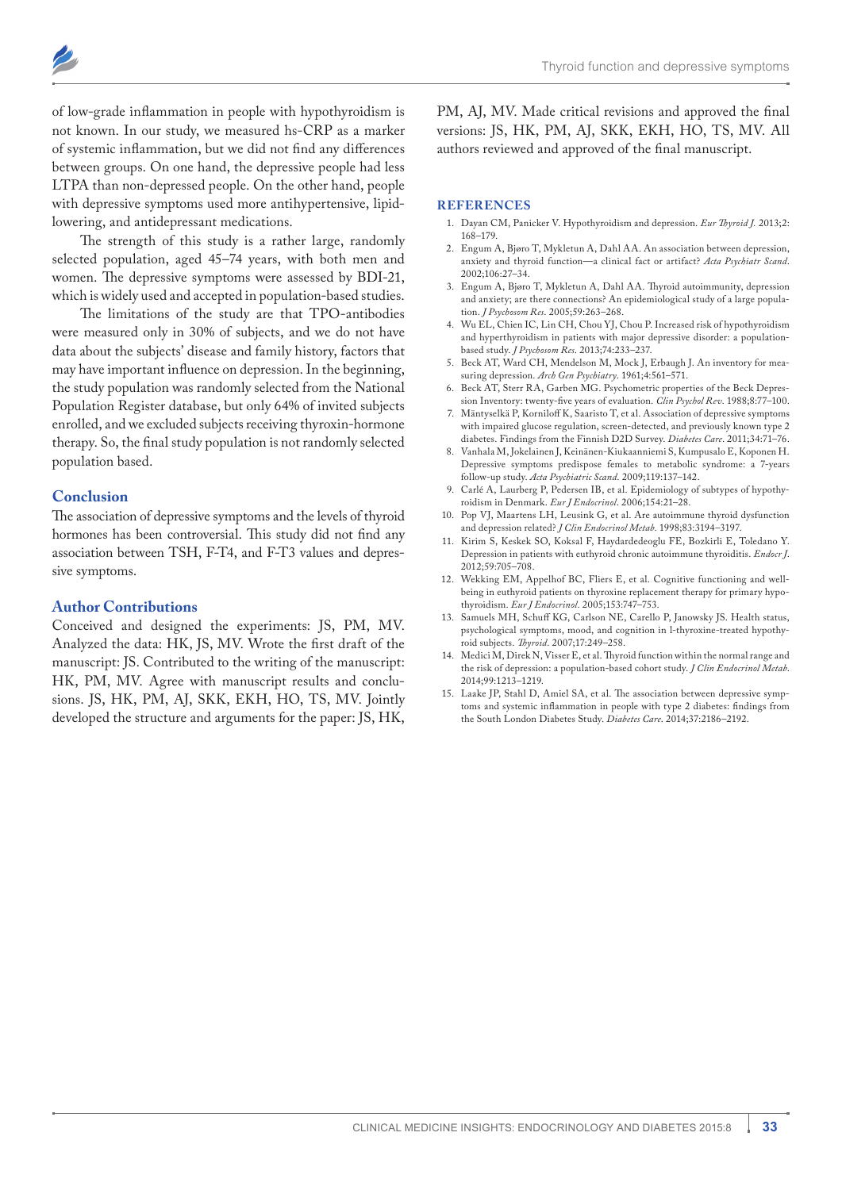of low-grade inflammation in people with hypothyroidism is not known. In our study, we measured hs-CRP as a marker of systemic inflammation, but we did not find any differences between groups. On one hand, the depressive people had less LTPA than non-depressed people. On the other hand, people with depressive symptoms used more antihypertensive, lipid-lowering, and antidepressant medications.

The strength of this study is a rather large, randomly selected population, aged 45–74 years, with both men and women. The depressive symptoms were assessed by BDI-21, which is widely used and accepted in population-based studies.

The limitations of the study are that TPO-antibodies were measured only in 30% of subjects, and we do not have data about the subjects' disease and family history, factors that may have important influence on depression. In the beginning, the study population was randomly selected from the National Population Register database, but only 64% of invited subjects enrolled, and we excluded subjects receiving thyroxin-hormone therapy. So, the final study population is not randomly selected population based.

## Conclusion

The association of depressive symptoms and the levels of thyroid hormones has been controversial. This study did not find any association between TSH, F-T4, and F-T3 values and depressive symptoms.

## Author Contributions

Conceived and designed the experiments: JS, PM, MV. Analyzed the data: HK, JS, MV. Wrote the first draft of the manuscript: JS. Contributed to the writing of the manuscript: HK, PM, MV. Agree with manuscript results and conclusions. JS, HK, PM, AJ, SKK, EKH, HO, TS, MV. Jointly developed the structure and arguments for the paper: JS, HK, PM, AJ, MV. Made critical revisions and approved the final versions: JS, HK, PM, AJ, SKK, EKH, HO, TS, MV. All authors reviewed and approved of the final manuscript.

## REFERENCES

1. Dayan CM, Panicker V. Hypothyroidism and depression. *Eur Thyroid J*. 2013;2:168–179.
2. Engum A, Bjøro T, Mykletun A, Dahl AA. An association between depression, anxiety and thyroid function—a clinical fact or artifact? *Acta Psychiatr Scand*. 2002;106:27–34.
3. Engum A, Bjøro T, Mykletun A, Dahl AA. Thyroid autoimmunity, depression and anxiety; are there connections? An epidemiological study of a large population. *J Psychosom Res*. 2005;59:263–268.
4. Wu EL, Chien IC, Lin CH, Chou YJ, Chou P. Increased risk of hypothyroidism and hyperthyroidism in patients with major depressive disorder: a population-based study. *J Psychosom Res*. 2013;74:233–237.
5. Beck AT, Ward CH, Mendelson M, Mock J, Erbaugh J. An inventory for measuring depression. *Arch Gen Psychiatry*. 1961;4:561–571.
6. Beck AT, Sterr RA, Garben MG. Psychometric properties of the Beck Depression Inventory: twenty-five years of evaluation. *Clin Psychol Rev*. 1988;8:77–100.
7. Mäntyselkä P, Korniloff K, Saaristo T, et al. Association of depressive symptoms with impaired glucose regulation, screen-detected, and previously known type 2 diabetes. Findings from the Finnish D2D Survey. *Diabetes Care*. 2011;34:71–76.
8. Vanhala M, Jokelainen J, Keinänen-Kiukaanniemi S, Kumpusalo E, Koponen H. Depressive symptoms predispose females to metabolic syndrome: a 7-years follow-up study. *Acta Psychiatric Scand*. 2009;119:137–142.
9. Carlé A, Laurberg P, Pedersen IB, et al. Epidemiology of subtypes of hypothyroidism in Denmark. *Eur J Endocrinol*. 2006;154:21–28.
10. Pop VJ, Maartens LH, Leusink G, et al. Are autoimmune thyroid dysfunction and depression related? *J Clin Endocrinol Metab*. 1998;83:3194–3197.
11. Kirim S, Keskek SO, Koksal F, Haydardedeoglu FE, Bozkirli E, Toledano Y. Depression in patients with euthyroid chronic autoimmune thyroiditis. *Endocr J*. 2012;59:705–708.
12. Wekking EM, Appelhof BC, Fliers E, et al. Cognitive functioning and well-being in euthyroid patients on thyroxine replacement therapy for primary hypothyroidism. *Eur J Endocrinol*. 2005;153:747–753.
13. Samuels MH, Schuff KG, Carlson NE, Carello P, Janowsky JS. Health status, psychological symptoms, mood, and cognition in l-thyroxine-treated hypothyroid subjects. *Thyroid*. 2007;17:249–258.
14. Medici M, Direk N, Visser E, et al. Thyroid function within the normal range and the risk of depression: a population-based cohort study. *J Clin Endocrinol Metab*. 2014;99:1213–1219.
15. Laake JP, Stahl D, Amiel SA, et al. The association between depressive symptoms and systemic inflammation in people with type 2 diabetes: findings from the South London Diabetes Study. *Diabetes Care*. 2014;37:2186–2192.